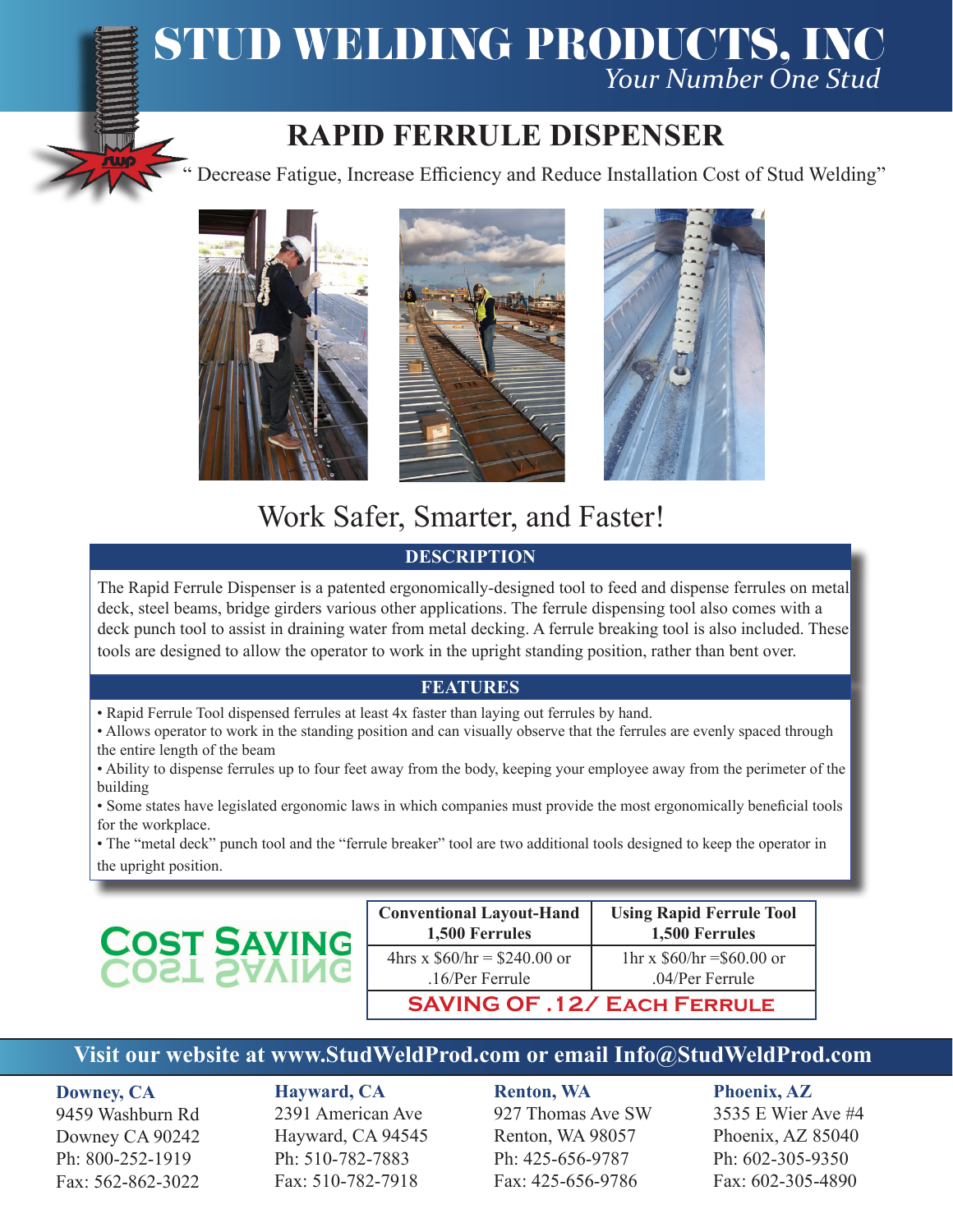# STUD WELDING PRODUCTS, INC

*Your Number One Stud*

## RAPID FERRULE DISPENSER

" Decrease Fatigue, Increase Efficiency and Reduce Installation Cost of Stud Welding"

Work Safer, Smarter, and Faster!

### DESCRIPTION

The Rapid Ferrule Dispenser is a patented ergonomically-designed tool to feed and dispense ferrules on metal deck, steel beams, bridge girders various other applications. The ferrule dispensing tool also comes with a deck punch tool to assist in draining water from metal decking. A ferrule breaking tool is also included. These tools are designed to allow the operator to work in the upright standing position, rather than bent over.

### FEATURES

- Rapid Ferrule Tool dispensed ferrules at least 4x faster than laying out ferrules by hand.
- Allows operator to work in the standing position and can visually observe that the ferrules are evenly spaced through the entire length of the beam
- Ability to dispense ferrules up to four feet away from the body, keeping your employee away from the perimeter of the building
- Some states have legislated ergonomic laws in which companies must provide the most ergonomically beneficial tools for the workplace.
- The "metal deck" punch tool and the "ferrule breaker" tool are two additional tools designed to keep the operator in the upright position.

### COST SAVING

| Conventional Layout-Hand 1,500 Ferrules | Using Rapid Ferrule Tool 1,500 Ferrules |
|---|---|
| 4hrs x $60/hr = $240.00 or .16/Per Ferrule | 1hr x $60/hr =$60.00 or .04/Per Ferrule |
| **SAVING OF .12/ EACH FERRULE** | |

**Visit our website at www.StudWeldProd.com or email Info@StudWeldProd.com**

**Downey, CA**
9459 Washburn Rd
Downey CA 90242
Ph: 800-252-1919
Fax: 562-862-3022

**Hayward, CA**
2391 American Ave
Hayward, CA 94545
Ph: 510-782-7883
Fax: 510-782-7918

**Renton, WA**
927 Thomas Ave SW
Renton, WA 98057
Ph: 425-656-9787
Fax: 425-656-9786

**Phoenix, AZ**
3535 E Wier Ave #4
Phoenix, AZ 85040
Ph: 602-305-9350
Fax: 602-305-4890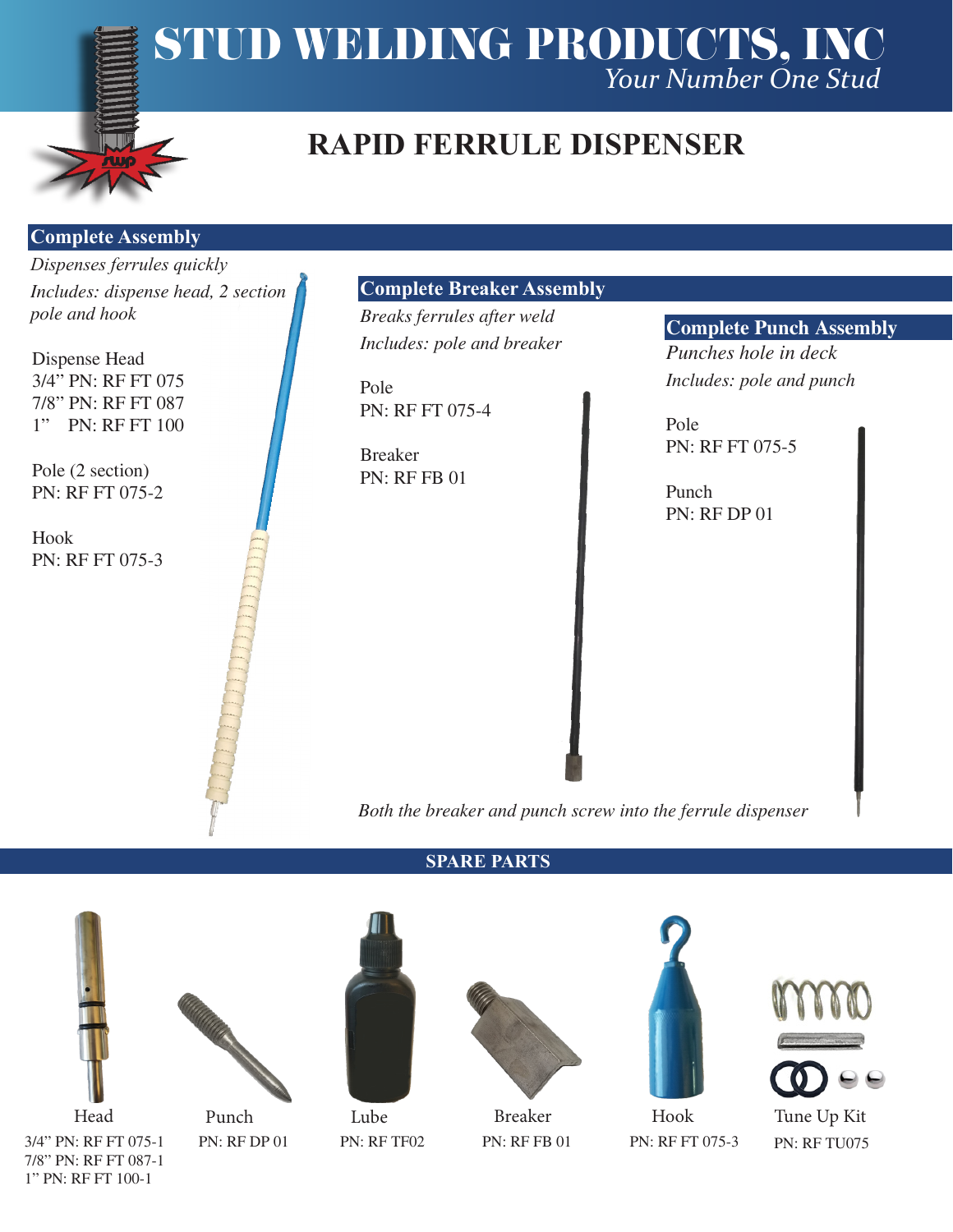# STUD WELDING PRODUCTS, INC

*Your Number One Stud*

## RAPID FERRULE DISPENSER

### Complete Assembly

*Dispenses ferrules quickly*

*Includes: dispense head, 2 section pole and hook*

Dispense Head
3/4" PN: RF FT 075
7/8" PN: RF FT 087
1" PN: RF FT 100

Pole (2 section)
PN: RF FT 075-2

Hook
PN: RF FT 075-3

### Complete Breaker Assembly

*Breaks ferrules after weld*

*Includes: pole and breaker*

Pole
PN: RF FT 075-4

Breaker
PN: RF FB 01

### Complete Punch Assembly

*Punches hole in deck*

*Includes: pole and punch*

Pole
PN: RF FT 075-5

Punch
PN: RF DP 01

*Both the breaker and punch screw into the ferrule dispenser*

### SPARE PARTS

| Head | Punch | Lube | Breaker | Hook | Tune Up Kit |
|---|---|---|---|---|---|
| 3/4" PN: RF FT 075-1<br>7/8" PN: RF FT 087-1<br>1" PN: RF FT 100-1 | PN: RF DP 01 | PN: RF TF02 | PN: RF FB 01 | PN: RF FT 075-3 | PN: RF TU075 |